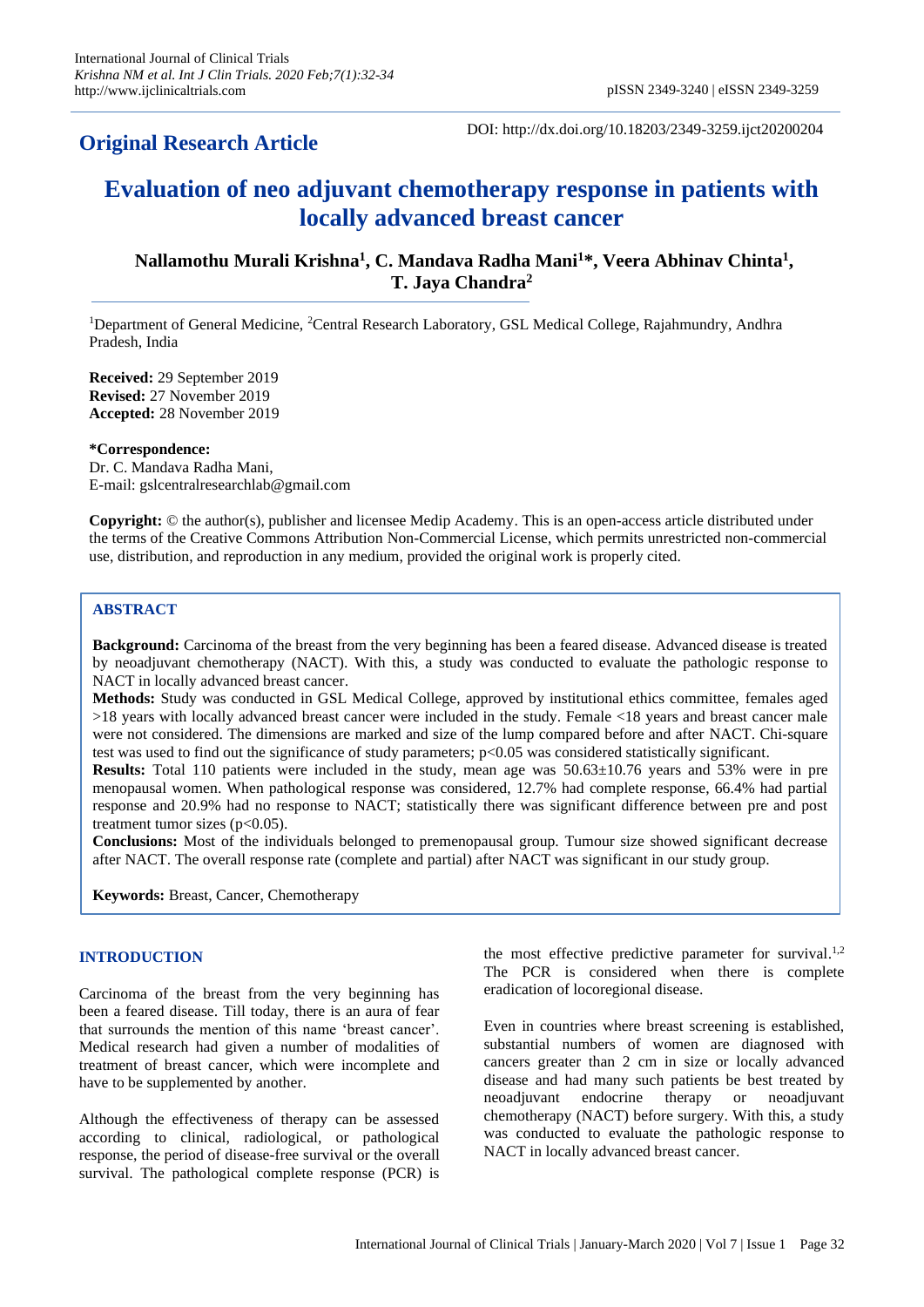**Original Research Article**

DOI: http://dx.doi.org/10.18203/2349-3259.ijct20200204

# Evaluation of neo adjuvant chemotherapy response in patients with locally advanced breast cancer

**Nallamothu Murali Krishna[1], C. Mandava Radha Mani[1]\*, Veera Abhinav Chinta[1], T. Jaya Chandra[2]**

[1]Department of General Medicine, [2]Central Research Laboratory, GSL Medical College, Rajahmundry, Andhra Pradesh, India

**Received:** 29 September 2019
**Revised:** 27 November 2019
**Accepted:** 28 November 2019

**\*Correspondence:**
Dr. C. Mandava Radha Mani,
E-mail: gslcentralresearchlab@gmail.com

**Copyright:** © the author(s), publisher and licensee Medip Academy. This is an open-access article distributed under the terms of the Creative Commons Attribution Non-Commercial License, which permits unrestricted non-commercial use, distribution, and reproduction in any medium, provided the original work is properly cited.

## ABSTRACT

**Background:** Carcinoma of the breast from the very beginning has been a feared disease. Advanced disease is treated by neoadjuvant chemotherapy (NACT). With this, a study was conducted to evaluate the pathologic response to NACT in locally advanced breast cancer.

**Methods:** Study was conducted in GSL Medical College, approved by institutional ethics committee, females aged >18 years with locally advanced breast cancer were included in the study. Female <18 years and breast cancer male were not considered. The dimensions are marked and size of the lump compared before and after NACT. Chi-square test was used to find out the significance of study parameters; $p<0.05$ was considered statistically significant.

**Results:** Total 110 patients were included in the study, mean age was 50.63±10.76 years and 53% were in pre menopausal women. When pathological response was considered, 12.7% had complete response, 66.4% had partial response and 20.9% had no response to NACT; statistically there was significant difference between pre and post treatment tumor sizes ($p<0.05$).

**Conclusions:** Most of the individuals belonged to premenopausal group. Tumour size showed significant decrease after NACT. The overall response rate (complete and partial) after NACT was significant in our study group.

**Keywords:** Breast, Cancer, Chemotherapy

## INTRODUCTION

Carcinoma of the breast from the very beginning has been a feared disease. Till today, there is an aura of fear that surrounds the mention of this name 'breast cancer'. Medical research had given a number of modalities of treatment of breast cancer, which were incomplete and have to be supplemented by another.

Although the effectiveness of therapy can be assessed according to clinical, radiological, or pathological response, the period of disease-free survival or the overall survival. The pathological complete response (PCR) is the most effective predictive parameter for survival.[1,2] The PCR is considered when there is complete eradication of locoregional disease.

Even in countries where breast screening is established, substantial numbers of women are diagnosed with cancers greater than 2 cm in size or locally advanced disease and had many such patients be best treated by neoadjuvant endocrine therapy or neoadjuvant chemotherapy (NACT) before surgery. With this, a study was conducted to evaluate the pathologic response to NACT in locally advanced breast cancer.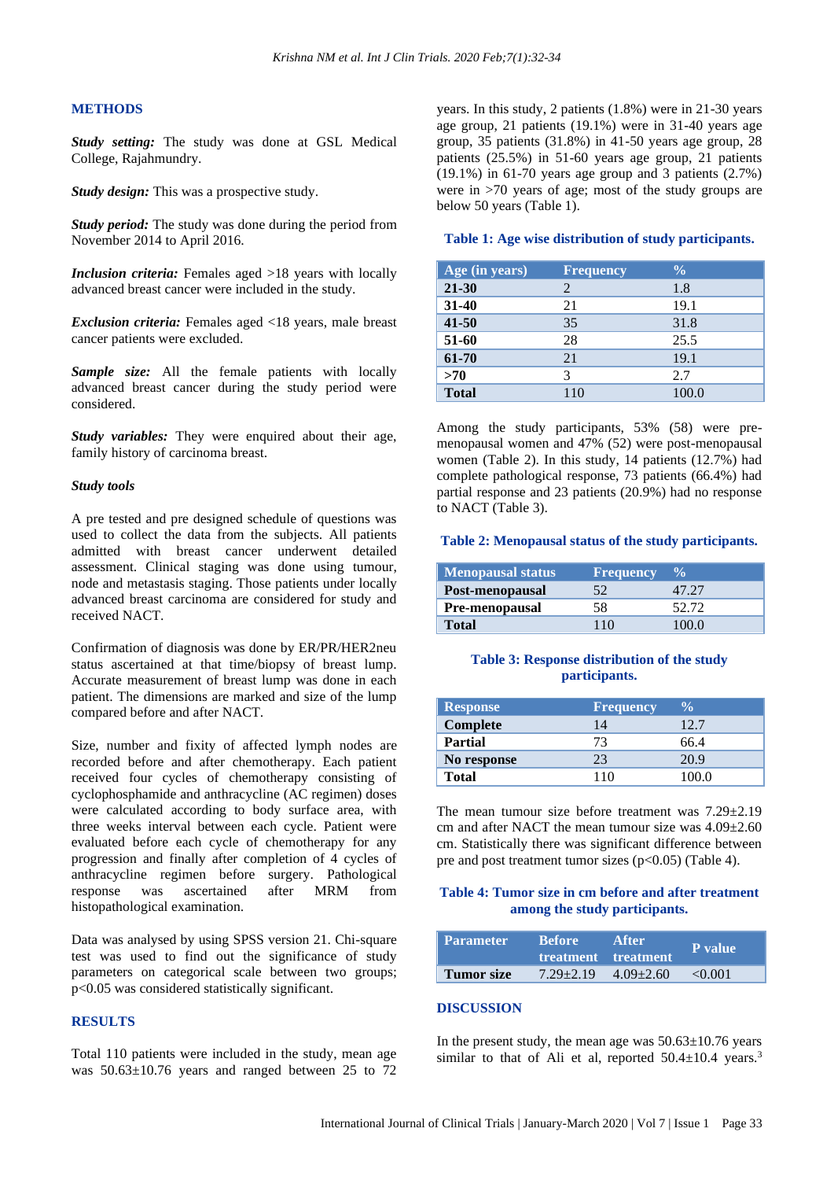## METHODS

***Study setting:*** The study was done at GSL Medical College, Rajahmundry.

***Study design:*** This was a prospective study.

***Study period:*** The study was done during the period from November 2014 to April 2016.

***Inclusion criteria:*** Females aged >18 years with locally advanced breast cancer were included in the study.

***Exclusion criteria:*** Females aged <18 years, male breast cancer patients were excluded.

***Sample size:*** All the female patients with locally advanced breast cancer during the study period were considered.

***Study variables:*** They were enquired about their age, family history of carcinoma breast.

***Study tools***

A pre tested and pre designed schedule of questions was used to collect the data from the subjects. All patients admitted with breast cancer underwent detailed assessment. Clinical staging was done using tumour, node and metastasis staging. Those patients under locally advanced breast carcinoma are considered for study and received NACT.

Confirmation of diagnosis was done by ER/PR/HER2neu status ascertained at that time/biopsy of breast lump. Accurate measurement of breast lump was done in each patient. The dimensions are marked and size of the lump compared before and after NACT.

Size, number and fixity of affected lymph nodes are recorded before and after chemotherapy. Each patient received four cycles of chemotherapy consisting of cyclophosphamide and anthracycline (AC regimen) doses were calculated according to body surface area, with three weeks interval between each cycle. Patient were evaluated before each cycle of chemotherapy for any progression and finally after completion of 4 cycles of anthracycline regimen before surgery. Pathological response was ascertained after MRM from histopathological examination.

Data was analysed by using SPSS version 21. Chi-square test was used to find out the significance of study parameters on categorical scale between two groups; $p<0.05$ was considered statistically significant.

## RESULTS

Total 110 patients were included in the study, mean age was 50.63±10.76 years and ranged between 25 to 72 years. In this study, 2 patients (1.8%) were in 21-30 years age group, 21 patients (19.1%) were in 31-40 years age group, 35 patients (31.8%) in 41-50 years age group, 28 patients (25.5%) in 51-60 years age group, 21 patients (19.1%) in 61-70 years age group and 3 patients (2.7%) were in >70 years of age; most of the study groups are below 50 years (Table 1).

**Table 1: Age wise distribution of study participants.**

| Age (in years) | Frequency | % |
|---|---|---|
| **21-30** | 2 | 1.8 |
| **31-40** | 21 | 19.1 |
| **41-50** | 35 | 31.8 |
| **51-60** | 28 | 25.5 |
| **61-70** | 21 | 19.1 |
| **>70** | 3 | 2.7 |
| **Total** | 110 | 100.0 |

Among the study participants, 53% (58) were pre-menopausal women and 47% (52) were post-menopausal women (Table 2). In this study, 14 patients (12.7%) had complete pathological response, 73 patients (66.4%) had partial response and 23 patients (20.9%) had no response to NACT (Table 3).

**Table 2: Menopausal status of the study participants.**

| Menopausal status | Frequency | % |
|---|---|---|
| **Post-menopausal** | 52 | 47.27 |
| **Pre-menopausal** | 58 | 52.72 |
| **Total** | 110 | 100.0 |

**Table 3: Response distribution of the study participants.**

| Response | Frequency | % |
|---|---|---|
| **Complete** | 14 | 12.7 |
| **Partial** | 73 | 66.4 |
| **No response** | 23 | 20.9 |
| **Total** | 110 | 100.0 |

The mean tumour size before treatment was 7.29±2.19 cm and after NACT the mean tumour size was 4.09±2.60 cm. Statistically there was significant difference between pre and post treatment tumor sizes ($p<0.05$) (Table 4).

**Table 4: Tumor size in cm before and after treatment among the study participants.**

| Parameter | Before treatment | After treatment | P value |
|---|---|---|---|
| **Tumor size** | 7.29±2.19 | 4.09±2.60 | <0.001 |

## DISCUSSION

In the present study, the mean age was 50.63±10.76 years similar to that of Ali et al, reported 50.4±10.4 years.[3]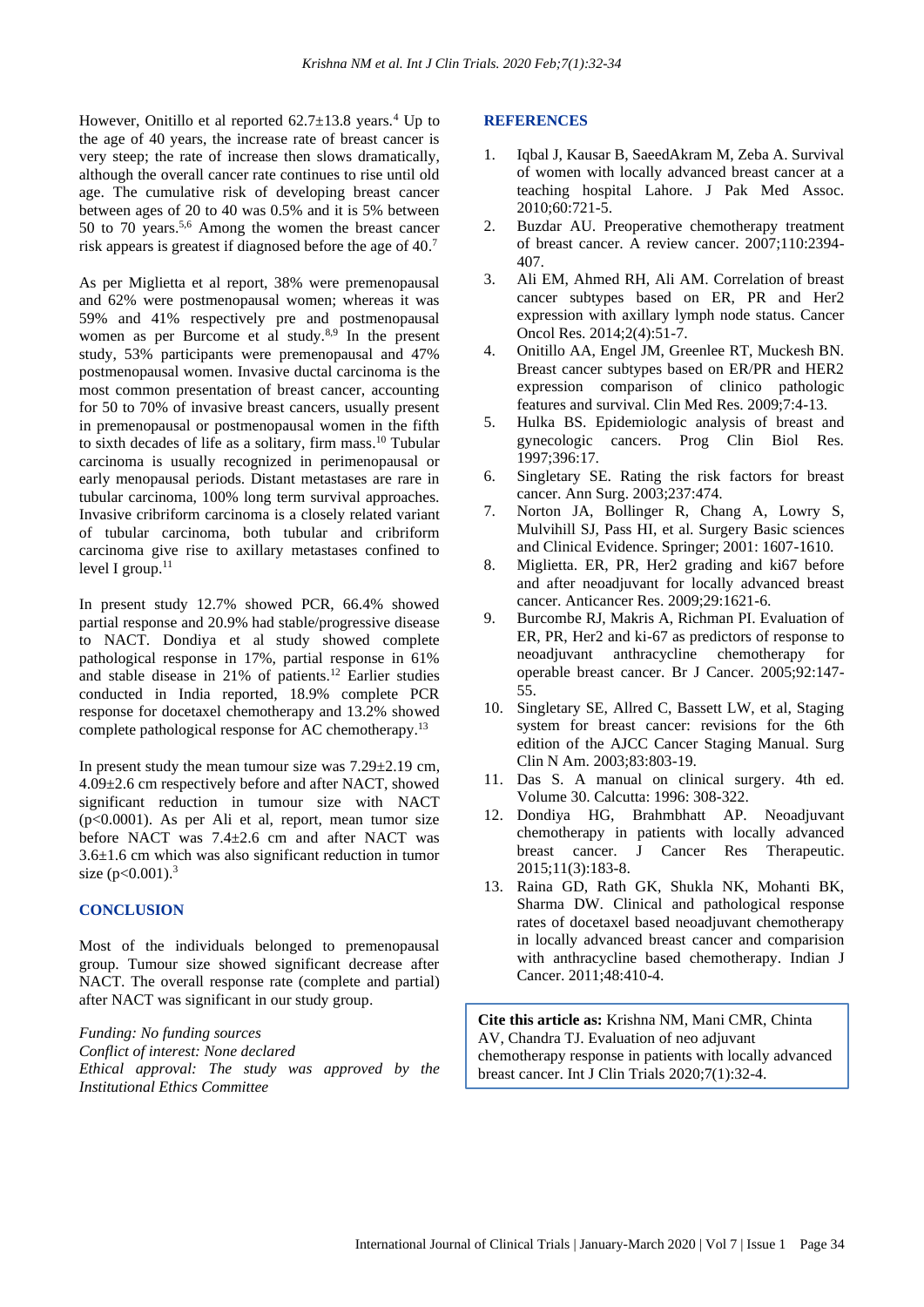However, Onitillo et al reported 62.7±13.8 years.[4] Up to the age of 40 years, the increase rate of breast cancer is very steep; the rate of increase then slows dramatically, although the overall cancer rate continues to rise until old age. The cumulative risk of developing breast cancer between ages of 20 to 40 was 0.5% and it is 5% between 50 to 70 years.[5,6] Among the women the breast cancer risk appears is greatest if diagnosed before the age of 40.[7]

As per Miglietta et al report, 38% were premenopausal and 62% were postmenopausal women; whereas it was 59% and 41% respectively pre and postmenopausal women as per Burcome et al study.[8,9] In the present study, 53% participants were premenopausal and 47% postmenopausal women. Invasive ductal carcinoma is the most common presentation of breast cancer, accounting for 50 to 70% of invasive breast cancers, usually present in premenopausal or postmenopausal women in the fifth to sixth decades of life as a solitary, firm mass.[10] Tubular carcinoma is usually recognized in perimenopausal or early menopausal periods. Distant metastases are rare in tubular carcinoma, 100% long term survival approaches. Invasive cribriform carcinoma is a closely related variant of tubular carcinoma, both tubular and cribriform carcinoma give rise to axillary metastases confined to level I group.[11]

In present study 12.7% showed PCR, 66.4% showed partial response and 20.9% had stable/progressive disease to NACT. Dondiya et al study showed complete pathological response in 17%, partial response in 61% and stable disease in 21% of patients.[12] Earlier studies conducted in India reported, 18.9% complete PCR response for docetaxel chemotherapy and 13.2% showed complete pathological response for AC chemotherapy.[13]

In present study the mean tumour size was 7.29±2.19 cm, 4.09±2.6 cm respectively before and after NACT, showed significant reduction in tumour size with NACT ($p<0.0001$). As per Ali et al, report, mean tumor size before NACT was 7.4±2.6 cm and after NACT was 3.6±1.6 cm which was also significant reduction in tumor size ($p<0.001$).[3]

## CONCLUSION

Most of the individuals belonged to premenopausal group. Tumour size showed significant decrease after NACT. The overall response rate (complete and partial) after NACT was significant in our study group.

*Funding: No funding sources*
*Conflict of interest: None declared*
*Ethical approval: The study was approved by the Institutional Ethics Committee*

## REFERENCES

1. Iqbal J, Kausar B, SaeedAkram M, Zeba A. Survival of women with locally advanced breast cancer at a teaching hospital Lahore. J Pak Med Assoc. 2010;60:721-5.
2. Buzdar AU. Preoperative chemotherapy treatment of breast cancer. A review cancer. 2007;110:2394-407.
3. Ali EM, Ahmed RH, Ali AM. Correlation of breast cancer subtypes based on ER, PR and Her2 expression with axillary lymph node status. Cancer Oncol Res. 2014;2(4):51-7.
4. Onitillo AA, Engel JM, Greenlee RT, Muckesh BN. Breast cancer subtypes based on ER/PR and HER2 expression comparison of clinico pathologic features and survival. Clin Med Res. 2009;7:4-13.
5. Hulka BS. Epidemiologic analysis of breast and gynecologic cancers. Prog Clin Biol Res. 1997;396:17.
6. Singletary SE. Rating the risk factors for breast cancer. Ann Surg. 2003;237:474.
7. Norton JA, Bollinger R, Chang A, Lowry S, Mulvihill SJ, Pass HI, et al. Surgery Basic sciences and Clinical Evidence. Springer; 2001: 1607-1610.
8. Miglietta. ER, PR, Her2 grading and ki67 before and after neoadjuvant for locally advanced breast cancer. Anticancer Res. 2009;29:1621-6.
9. Burcombe RJ, Makris A, Richman PI. Evaluation of ER, PR, Her2 and ki-67 as predictors of response to neoadjuvant anthracycline chemotherapy for operable breast cancer. Br J Cancer. 2005;92:147-55.
10. Singletary SE, Allred C, Bassett LW, et al, Staging system for breast cancer: revisions for the 6th edition of the AJCC Cancer Staging Manual. Surg Clin N Am. 2003;83:803-19.
11. Das S. A manual on clinical surgery. 4th ed. Volume 30. Calcutta: 1996: 308-322.
12. Dondiya HG, Brahmbhatt AP. Neoadjuvant chemotherapy in patients with locally advanced breast cancer. J Cancer Res Therapeutic. 2015;11(3):183-8.
13. Raina GD, Rath GK, Shukla NK, Mohanti BK, Sharma DW. Clinical and pathological response rates of docetaxel based neoadjuvant chemotherapy in locally advanced breast cancer and comparision with anthracycline based chemotherapy. Indian J Cancer. 2011;48:410-4.

**Cite this article as:** Krishna NM, Mani CMR, Chinta AV, Chandra TJ. Evaluation of neo adjuvant chemotherapy response in patients with locally advanced breast cancer. Int J Clin Trials 2020;7(1):32-4.